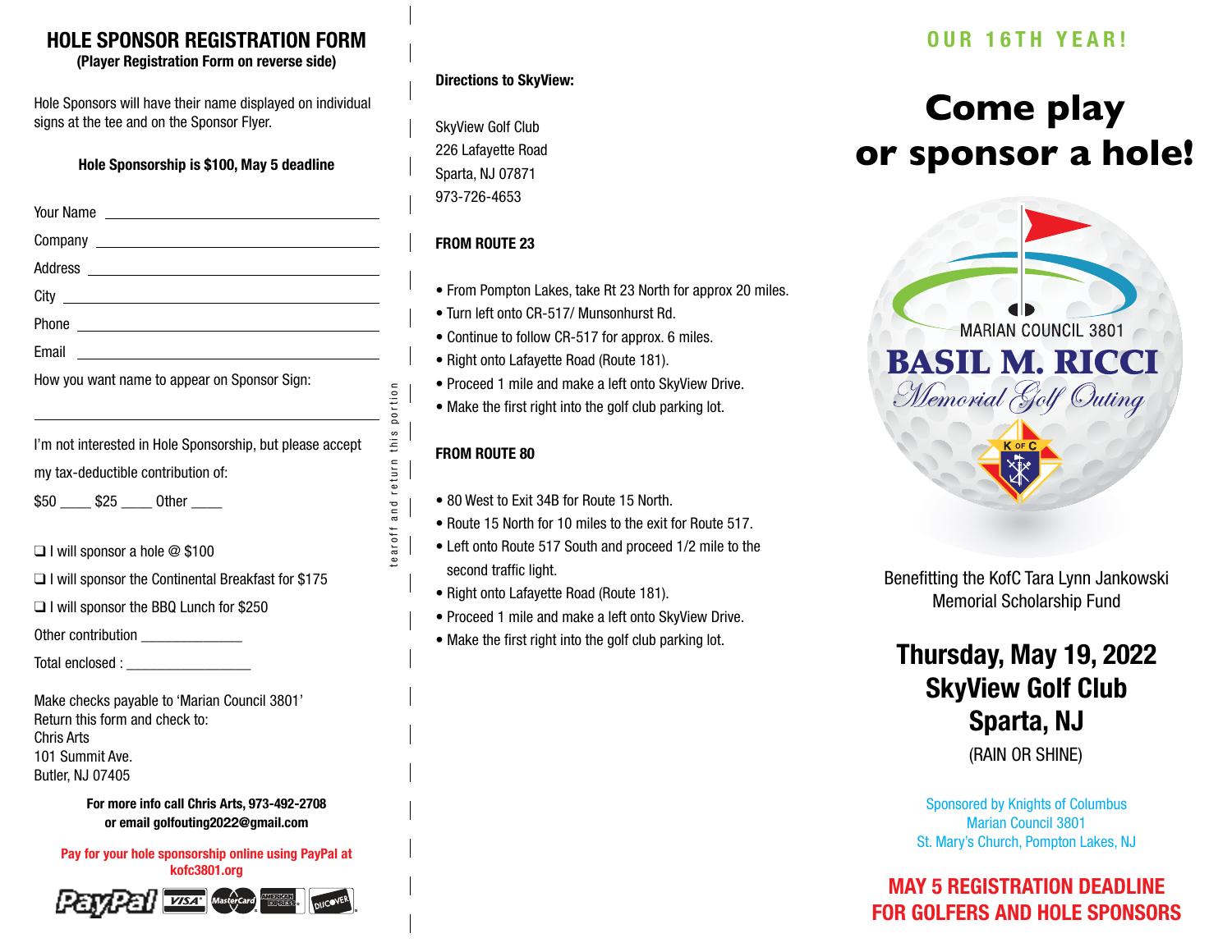## HOLE SPONSOR REGISTRATION FORM

**(Player Registration Form on reverse side)**

Hole Sponsors will have their name displayed on individual signs at the tee and on the Sponsor Flyer.

**Hole Sponsorship is $100, May 5 deadline**

Your Name ______________________________

Company ______________________________

Address ______________________________

City ______________________________

Phone ______________________________

Email ______________________________

How you want name to appear on Sponsor Sign:

______________________________

I'm not interested in Hole Sponsorship, but please accept my tax-deductible contribution of:

$50 ____ $25 ____ Other ____

❑ I will sponsor a hole @ $100

❑ I will sponsor the Continental Breakfast for $175

❑ I will sponsor the BBQ Lunch for $250

Other contribution _____________

Total enclosed : ________________

Make checks payable to 'Marian Council 3801'
Return this form and check to:
Chris Arts
101 Summit Ave.
Butler, NJ 07405

**For more info call Chris Arts, 973-492-2708**
**or email golfouting2022@gmail.com**

**Pay for your hole sponsorship online using PayPal at kofc3801.org**

PayPal VISA MasterCard AMERICAN EXPRESS DISCOVER

tearoff and return this portion

**Directions to SkyView:**

SkyView Golf Club
226 Lafayette Road
Sparta, NJ 07871
973-726-4653

**FROM ROUTE 23**

- From Pompton Lakes, take Rt 23 North for approx 20 miles.
- Turn left onto CR-517/ Munsonhurst Rd.
- Continue to follow CR-517 for approx. 6 miles.
- Right onto Lafayette Road (Route 181).
- Proceed 1 mile and make a left onto SkyView Drive.
- Make the first right into the golf club parking lot.

**FROM ROUTE 80**

- 80 West to Exit 34B for Route 15 North.
- Route 15 North for 10 miles to the exit for Route 517.
- Left onto Route 517 South and proceed 1/2 mile to the second traffic light.
- Right onto Lafayette Road (Route 181).
- Proceed 1 mile and make a left onto SkyView Drive.
- Make the first right into the golf club parking lot.

**OUR 16TH YEAR!**

# Come play or sponsor a hole!

MARIAN COUNCIL 3801

**BASIL M. RICCI**

*Memorial Golf Outing*

K OF C

Benefitting the KofC Tara Lynn Jankowski Memorial Scholarship Fund

## Thursday, May 19, 2022
## SkyView Golf Club
## Sparta, NJ

(RAIN OR SHINE)

Sponsored by Knights of Columbus
Marian Council 3801
St. Mary's Church, Pompton Lakes, NJ

**MAY 5 REGISTRATION DEADLINE FOR GOLFERS AND HOLE SPONSORS**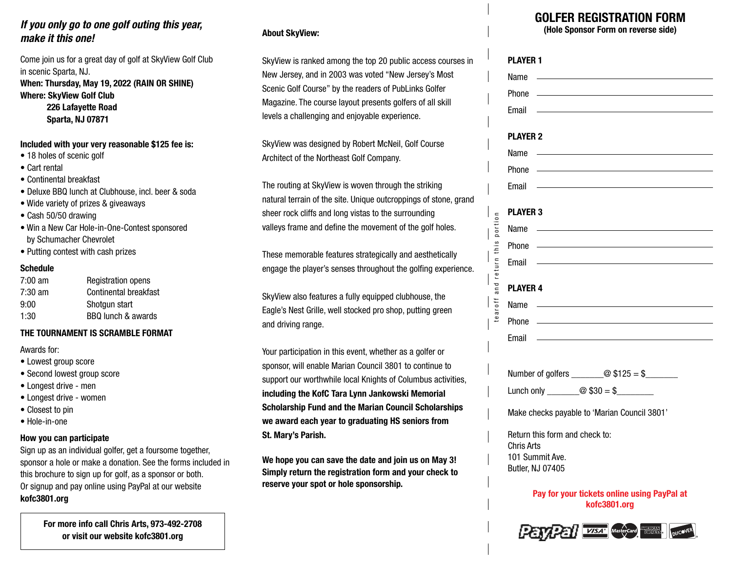*If you only go to one golf outing this year, make it this one!*

Come join us for a great day of golf at SkyView Golf Club in scenic Sparta, NJ.
**When: Thursday, May 19, 2022 (RAIN OR SHINE)**
**Where: SkyView Golf Club**
**226 Lafayette Road**
**Sparta, NJ 07871**

**Included with your very reasonable $125 fee is:**

- 18 holes of scenic golf
- Cart rental
- Continental breakfast
- Deluxe BBQ lunch at Clubhouse, incl. beer & soda
- Wide variety of prizes & giveaways
- Cash 50/50 drawing
- Win a New Car Hole-in-One-Contest sponsored by Schumacher Chevrolet
- Putting contest with cash prizes

**Schedule**

| | |
|---|---|
| 7:00 am | Registration opens |
| 7:30 am | Continental breakfast |
| 9:00 | Shotgun start |
| 1:30 | BBQ lunch & awards |

**THE TOURNAMENT IS SCRAMBLE FORMAT**

Awards for:

- Lowest group score
- Second lowest group score
- Longest drive - men
- Longest drive - women
- Closest to pin
- Hole-in-one

**How you can participate**
Sign up as an individual golfer, get a foursome together, sponsor a hole or make a donation. See the forms included in this brochure to sign up for golf, as a sponsor or both.
Or signup and pay online using PayPal at our website **kofc3801.org**

**For more info call Chris Arts, 973-492-2708**
**or visit our website kofc3801.org**

**About SkyView:**

SkyView is ranked among the top 20 public access courses in New Jersey, and in 2003 was voted "New Jersey's Most Scenic Golf Course" by the readers of PubLinks Golfer Magazine. The course layout presents golfers of all skill levels a challenging and enjoyable experience.

SkyView was designed by Robert McNeil, Golf Course Architect of the Northeast Golf Company.

The routing at SkyView is woven through the striking natural terrain of the site. Unique outcroppings of stone, grand sheer rock cliffs and long vistas to the surrounding valleys frame and define the movement of the golf holes.

These memorable features strategically and aesthetically engage the player's senses throughout the golfing experience.

SkyView also features a fully equipped clubhouse, the Eagle's Nest Grille, well stocked pro shop, putting green and driving range.

Your participation in this event, whether as a golfer or sponsor, will enable Marian Council 3801 to continue to support our worthwhile local Knights of Columbus activities, **including the KofC Tara Lynn Jankowski Memorial Scholarship Fund and the Marian Council Scholarships we award each year to graduating HS seniors from St. Mary's Parish.**

**We hope you can save the date and join us on May 3! Simply return the registration form and your check to reserve your spot or hole sponsorship.**

tearoff and return this portion

# GOLFER REGISTRATION FORM

**(Hole Sponsor Form on reverse side)**

**PLAYER 1**
Name ______________________
Phone ______________________
Email ______________________

**PLAYER 2**
Name ______________________
Phone ______________________
Email ______________________

**PLAYER 3**
Name ______________________
Phone ______________________
Email ______________________

**PLAYER 4**
Name ______________________
Phone ______________________
Email ______________________

Number of golfers _______@ $125 = $_______

Lunch only _______@ $30 = $________

Make checks payable to 'Marian Council 3801'

Return this form and check to:
Chris Arts
101 Summit Ave.
Butler, NJ 07405

**Pay for your tickets online using PayPal at kofc3801.org**

PayPal VISA MasterCard American Express Discover